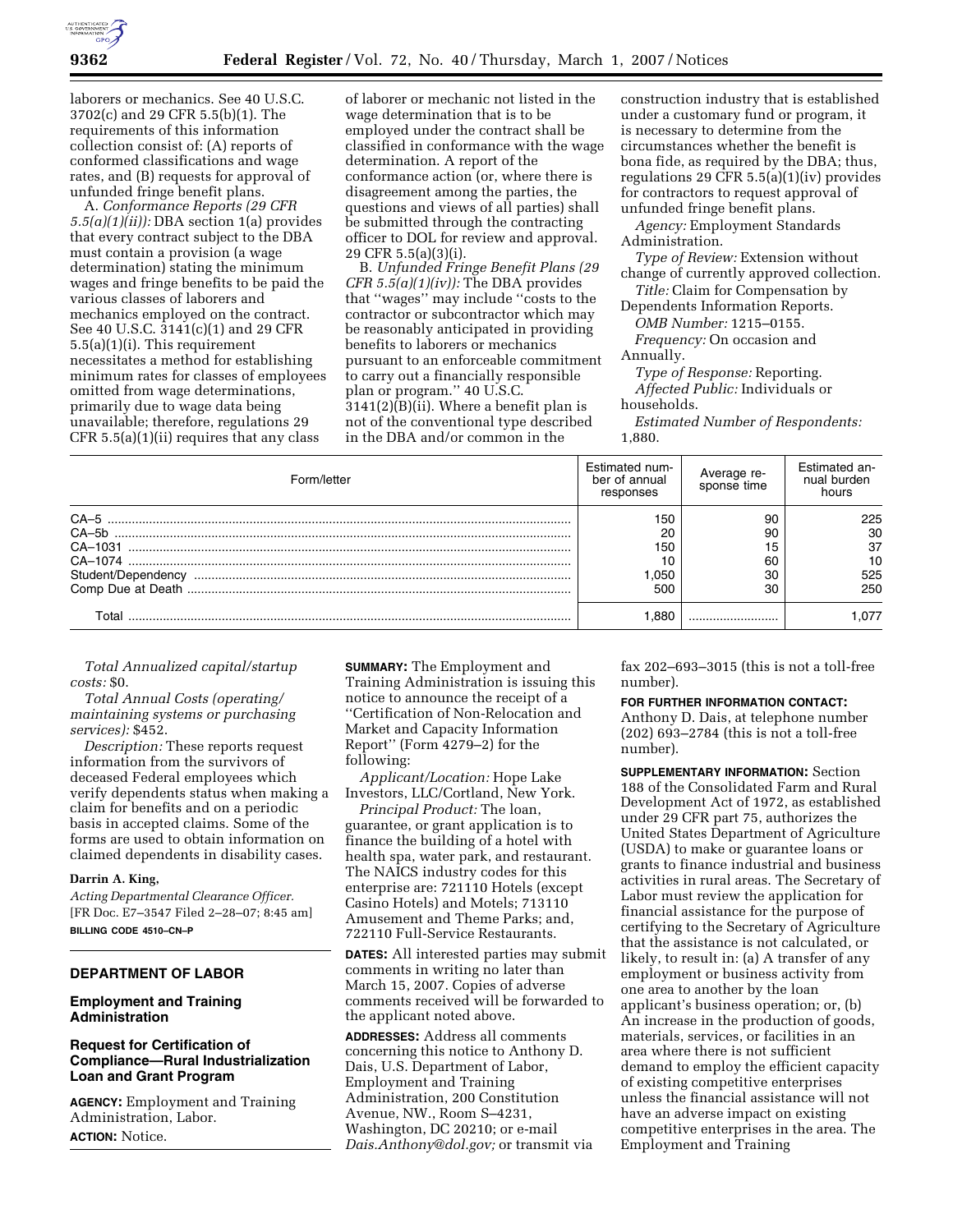laborers or mechanics. See 40 U.S.C. 3702(c) and 29 CFR 5.5(b)(1). The requirements of this information collection consist of: (A) reports of conformed classifications and wage rates, and (B) requests for approval of unfunded fringe benefit plans.

A. *Conformance Reports (29 CFR 5.5(a)(1)(ii)):* DBA section 1(a) provides that every contract subject to the DBA must contain a provision (a wage determination) stating the minimum wages and fringe benefits to be paid the various classes of laborers and mechanics employed on the contract. See 40 U.S.C. 3141(c)(1) and 29 CFR 5.5(a)(1)(i). This requirement necessitates a method for establishing minimum rates for classes of employees omitted from wage determinations, primarily due to wage data being unavailable; therefore, regulations 29 CFR 5.5(a)(1)(ii) requires that any class of laborer or mechanic not listed in the wage determination that is to be employed under the contract shall be classified in conformance with the wage determination. A report of the conformance action (or, where there is disagreement among the parties, the questions and views of all parties) shall be submitted through the contracting officer to DOL for review and approval. 29 CFR 5.5(a)(3)(i).

B. *Unfunded Fringe Benefit Plans (29 CFR 5.5(a)(1)(iv)):* The DBA provides that "wages" may include "costs to the contractor or subcontractor which may be reasonably anticipated in providing benefits to laborers or mechanics pursuant to an enforceable commitment to carry out a financially responsible plan or program." 40 U.S.C. 3141(2)(B)(ii). Where a benefit plan is not of the conventional type described in the DBA and/or common in the construction industry that is established under a customary fund or program, it is necessary to determine from the circumstances whether the benefit is bona fide, as required by the DBA; thus, regulations 29 CFR 5.5(a)(1)(iv) provides for contractors to request approval of unfunded fringe benefit plans.

*Agency:* Employment Standards Administration.

*Type of Review:* Extension without change of currently approved collection.

*Title:* Claim for Compensation by Dependents Information Reports.

*OMB Number:* 1215–0155.

*Frequency:* On occasion and Annually.

*Type of Response:* Reporting.

*Affected Public:* Individuals or households.

*Estimated Number of Respondents:* 1,880.

| Form/letter | Estimated number of annual responses | Average response time | Estimated annual burden hours |
|---|---|---|---|
| CA–5 | 150 | 90 | 225 |
| CA–5b | 20 | 90 | 30 |
| CA–1031 | 150 | 15 | 37 |
| CA–1074 | 10 | 60 | 10 |
| Student/Dependency | 1,050 | 30 | 525 |
| Comp Due at Death | 500 | 30 | 250 |
| Total | 1,880 | | 1,077 |

*Total Annualized capital/startup costs:* $0.

*Total Annual Costs (operating/maintaining systems or purchasing services):* $452.

*Description:* These reports request information from the survivors of deceased Federal employees which verify dependents status when making a claim for benefits and on a periodic basis in accepted claims. Some of the forms are used to obtain information on claimed dependents in disability cases.

**Darrin A. King,**

*Acting Departmental Clearance Officer.*

[FR Doc. E7–3547 Filed 2–28–07; 8:45 am]

**BILLING CODE 4510–CN–P**

## DEPARTMENT OF LABOR

### Employment and Training Administration

### Request for Certification of Compliance—Rural Industrialization Loan and Grant Program

**AGENCY:** Employment and Training Administration, Labor.

**ACTION:** Notice.

**SUMMARY:** The Employment and Training Administration is issuing this notice to announce the receipt of a "Certification of Non-Relocation and Market and Capacity Information Report" (Form 4279–2) for the following:

*Applicant/Location:* Hope Lake Investors, LLC/Cortland, New York.

*Principal Product:* The loan, guarantee, or grant application is to finance the building of a hotel with health spa, water park, and restaurant. The NAICS industry codes for this enterprise are: 721110 Hotels (except Casino Hotels) and Motels; 713110 Amusement and Theme Parks; and, 722110 Full-Service Restaurants.

**DATES:** All interested parties may submit comments in writing no later than March 15, 2007. Copies of adverse comments received will be forwarded to the applicant noted above.

**ADDRESSES:** Address all comments concerning this notice to Anthony D. Dais, U.S. Department of Labor, Employment and Training Administration, 200 Constitution Avenue, NW., Room S–4231, Washington, DC 20210; or e-mail *Dais.Anthony@dol.gov;* or transmit via fax 202–693–3015 (this is not a toll-free number).

**FOR FURTHER INFORMATION CONTACT:** Anthony D. Dais, at telephone number (202) 693–2784 (this is not a toll-free number).

**SUPPLEMENTARY INFORMATION:** Section 188 of the Consolidated Farm and Rural Development Act of 1972, as established under 29 CFR part 75, authorizes the United States Department of Agriculture (USDA) to make or guarantee loans or grants to finance industrial and business activities in rural areas. The Secretary of Labor must review the application for financial assistance for the purpose of certifying to the Secretary of Agriculture that the assistance is not calculated, or likely, to result in: (a) A transfer of any employment or business activity from one area to another by the loan applicant's business operation; or, (b) An increase in the production of goods, materials, services, or facilities in an area where there is not sufficient demand to employ the efficient capacity of existing competitive enterprises unless the financial assistance will not have an adverse impact on existing competitive enterprises in the area. The Employment and Training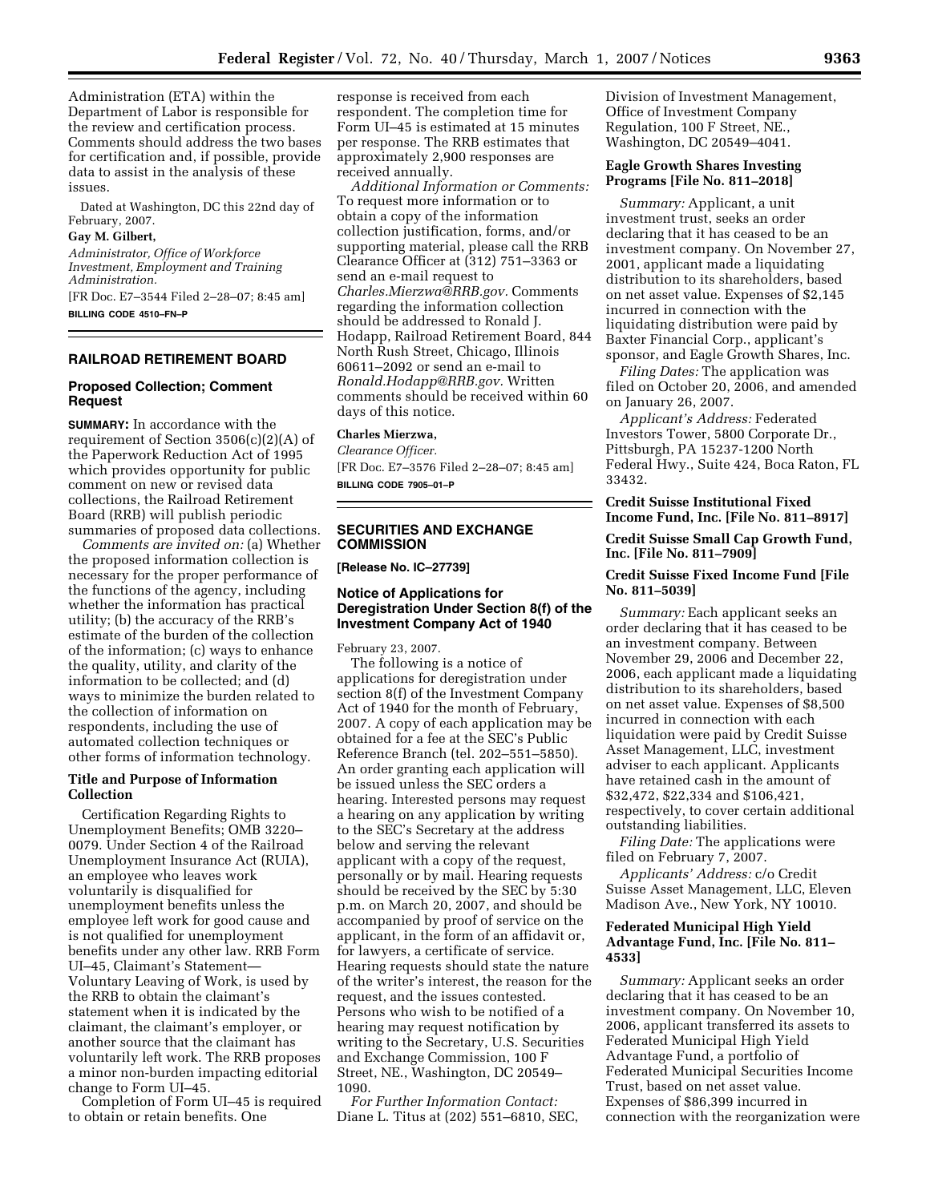Administration (ETA) within the Department of Labor is responsible for the review and certification process. Comments should address the two bases for certification and, if possible, provide data to assist in the analysis of these issues.

Dated at Washington, DC this 22nd day of February, 2007.

**Gay M. Gilbert,**

*Administrator, Office of Workforce Investment, Employment and Training Administration.*

[FR Doc. E7–3544 Filed 2–28–07; 8:45 am]

**BILLING CODE 4510–FN–P**

## RAILROAD RETIREMENT BOARD

### Proposed Collection; Comment Request

**SUMMARY:** In accordance with the requirement of Section 3506(c)(2)(A) of the Paperwork Reduction Act of 1995 which provides opportunity for public comment on new or revised data collections, the Railroad Retirement Board (RRB) will publish periodic summaries of proposed data collections.

*Comments are invited on:* (a) Whether the proposed information collection is necessary for the proper performance of the functions of the agency, including whether the information has practical utility; (b) the accuracy of the RRB's estimate of the burden of the collection of the information; (c) ways to enhance the quality, utility, and clarity of the information to be collected; and (d) ways to minimize the burden related to the collection of information on respondents, including the use of automated collection techniques or other forms of information technology.

#### Title and Purpose of Information Collection

Certification Regarding Rights to Unemployment Benefits; OMB 3220–0079. Under Section 4 of the Railroad Unemployment Insurance Act (RUIA), an employee who leaves work voluntarily is disqualified for unemployment benefits unless the employee left work for good cause and is not qualified for unemployment benefits under any other law. RRB Form UI–45, Claimant's Statement—Voluntary Leaving of Work, is used by the RRB to obtain the claimant's statement when it is indicated by the claimant, the claimant's employer, or another source that the claimant has voluntarily left work. The RRB proposes a minor non-burden impacting editorial change to Form UI–45.

Completion of Form UI–45 is required to obtain or retain benefits. One response is received from each respondent. The completion time for Form UI–45 is estimated at 15 minutes per response. The RRB estimates that approximately 2,900 responses are received annually.

*Additional Information or Comments:* To request more information or to obtain a copy of the information collection justification, forms, and/or supporting material, please call the RRB Clearance Officer at (312) 751–3363 or send an e-mail request to *Charles.Mierzwa@RRB.gov.* Comments regarding the information collection should be addressed to Ronald J. Hodapp, Railroad Retirement Board, 844 North Rush Street, Chicago, Illinois 60611–2092 or send an e-mail to *Ronald.Hodapp@RRB.gov.* Written comments should be received within 60 days of this notice.

**Charles Mierzwa,**

*Clearance Officer.*

[FR Doc. E7–3576 Filed 2–28–07; 8:45 am]

**BILLING CODE 7905–01–P**

## SECURITIES AND EXCHANGE COMMISSION

**[Release No. IC–27739]**

### Notice of Applications for Deregistration Under Section 8(f) of the Investment Company Act of 1940

February 23, 2007.

The following is a notice of applications for deregistration under section 8(f) of the Investment Company Act of 1940 for the month of February, 2007. A copy of each application may be obtained for a fee at the SEC's Public Reference Branch (tel. 202–551–5850). An order granting each application will be issued unless the SEC orders a hearing. Interested persons may request a hearing on any application by writing to the SEC's Secretary at the address below and serving the relevant applicant with a copy of the request, personally or by mail. Hearing requests should be received by the SEC by 5:30 p.m. on March 20, 2007, and should be accompanied by proof of service on the applicant, in the form of an affidavit or, for lawyers, a certificate of service. Hearing requests should state the nature of the writer's interest, the reason for the request, and the issues contested. Persons who wish to be notified of a hearing may request notification by writing to the Secretary, U.S. Securities and Exchange Commission, 100 F Street, NE., Washington, DC 20549–1090.

*For Further Information Contact:* Diane L. Titus at (202) 551–6810, SEC, Division of Investment Management, Office of Investment Company Regulation, 100 F Street, NE., Washington, DC 20549–4041.

#### Eagle Growth Shares Investing Programs [File No. 811–2018]

*Summary:* Applicant, a unit investment trust, seeks an order declaring that it has ceased to be an investment company. On November 27, 2001, applicant made a liquidating distribution to its shareholders, based on net asset value. Expenses of $2,145 incurred in connection with the liquidating distribution were paid by Baxter Financial Corp., applicant's sponsor, and Eagle Growth Shares, Inc.

*Filing Dates:* The application was filed on October 20, 2006, and amended on January 26, 2007.

*Applicant's Address:* Federated Investors Tower, 5800 Corporate Dr., Pittsburgh, PA 15237-1200 North Federal Hwy., Suite 424, Boca Raton, FL 33432.

#### Credit Suisse Institutional Fixed Income Fund, Inc. [File No. 811–8917]

#### Credit Suisse Small Cap Growth Fund, Inc. [File No. 811–7909]

#### Credit Suisse Fixed Income Fund [File No. 811–5039]

*Summary:* Each applicant seeks an order declaring that it has ceased to be an investment company. Between November 29, 2006 and December 22, 2006, each applicant made a liquidating distribution to its shareholders, based on net asset value. Expenses of $8,500 incurred in connection with each liquidation were paid by Credit Suisse Asset Management, LLC, investment adviser to each applicant. Applicants have retained cash in the amount of $32,472, $22,334 and $106,421, respectively, to cover certain additional outstanding liabilities.

*Filing Date:* The applications were filed on February 7, 2007.

*Applicants' Address:* c/o Credit Suisse Asset Management, LLC, Eleven Madison Ave., New York, NY 10010.

#### Federated Municipal High Yield Advantage Fund, Inc. [File No. 811–4533]

*Summary:* Applicant seeks an order declaring that it has ceased to be an investment company. On November 10, 2006, applicant transferred its assets to Federated Municipal High Yield Advantage Fund, a portfolio of Federated Municipal Securities Income Trust, based on net asset value. Expenses of $86,399 incurred in connection with the reorganization were